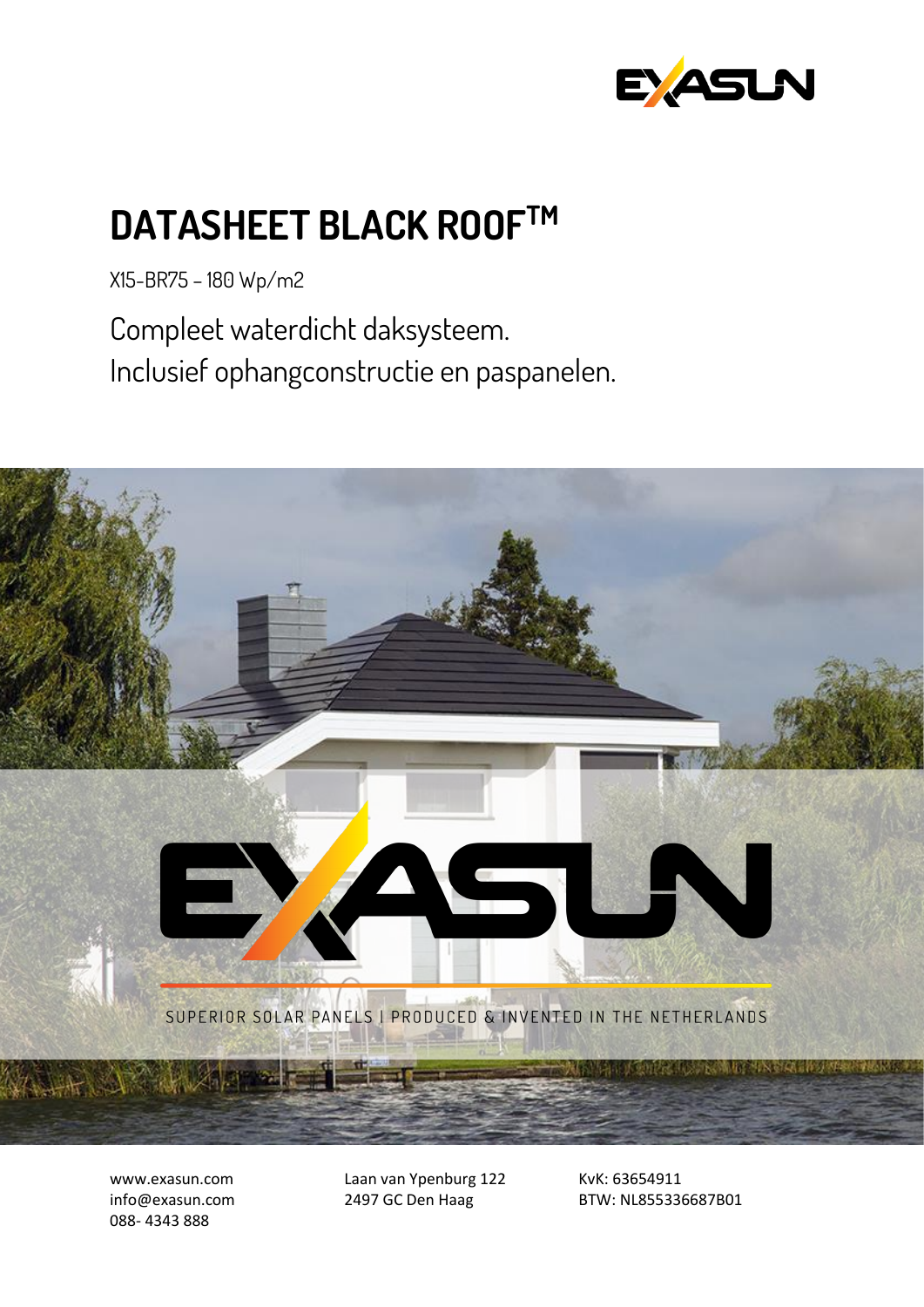# DATASHEET BLACK ROOF™

X15-BR75 – 180 Wp/m2

Compleet waterdicht daksysteem.
Inclusief ophangconstructie en paspanelen.

SUPERIOR SOLAR PANELS | PRODUCED & INVENTED IN THE NETHERLANDS

www.exasun.com
info@exasun.com
088- 4343 888

Laan van Ypenburg 122
2497 GC Den Haag

KvK: 63654911
BTW: NL855336687B01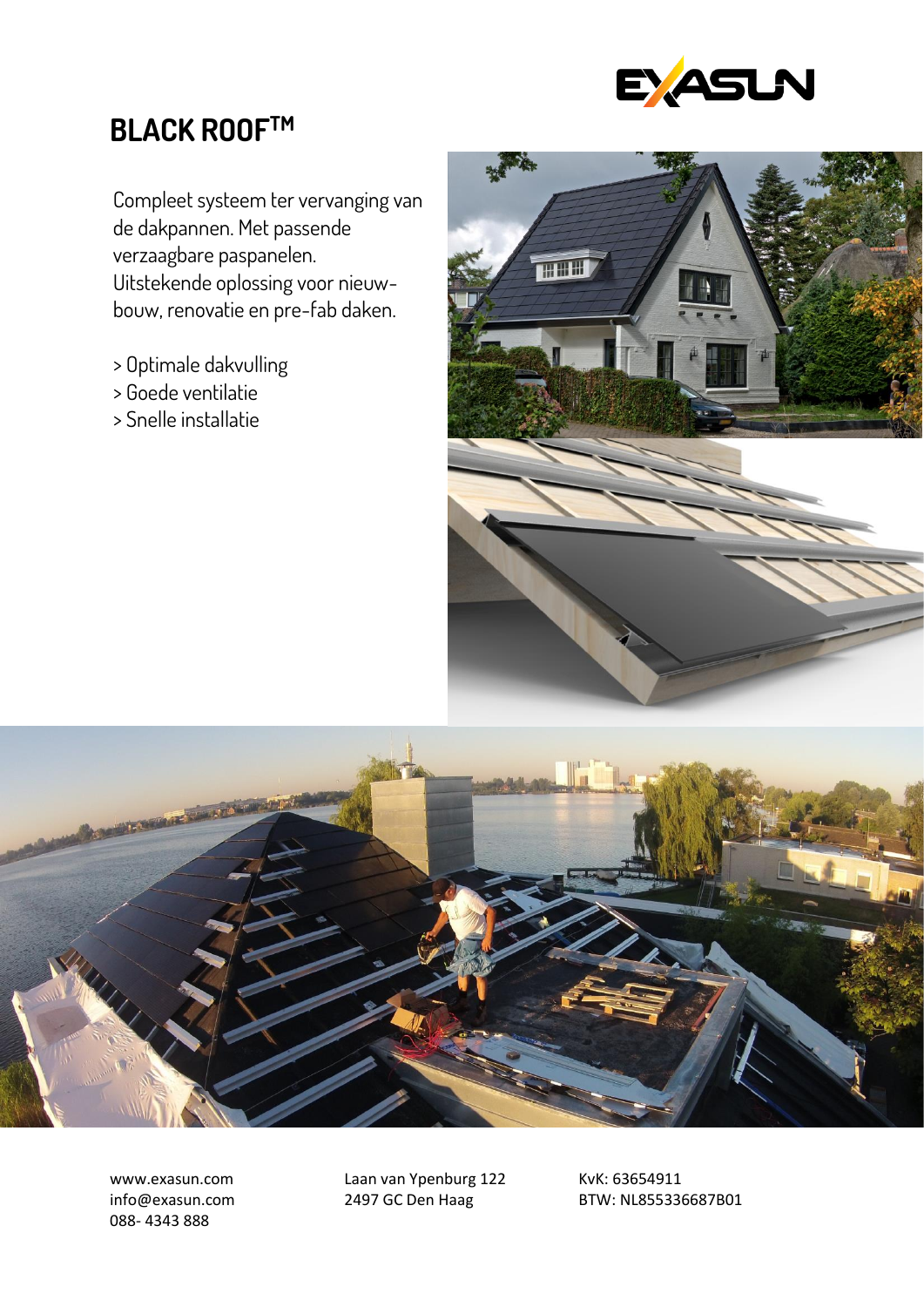# BLACK ROOF™

Compleet systeem ter vervanging van de dakpannen. Met passende verzaagbare paspanelen. Uitstekende oplossing voor nieuw-bouw, renovatie en pre-fab daken.

> Optimale dakvulling
> Goede ventilatie
> Snelle installatie

www.exasun.com
info@exasun.com
088- 4343 888

Laan van Ypenburg 122
2497 GC Den Haag

KvK: 63654911
BTW: NL855336687B01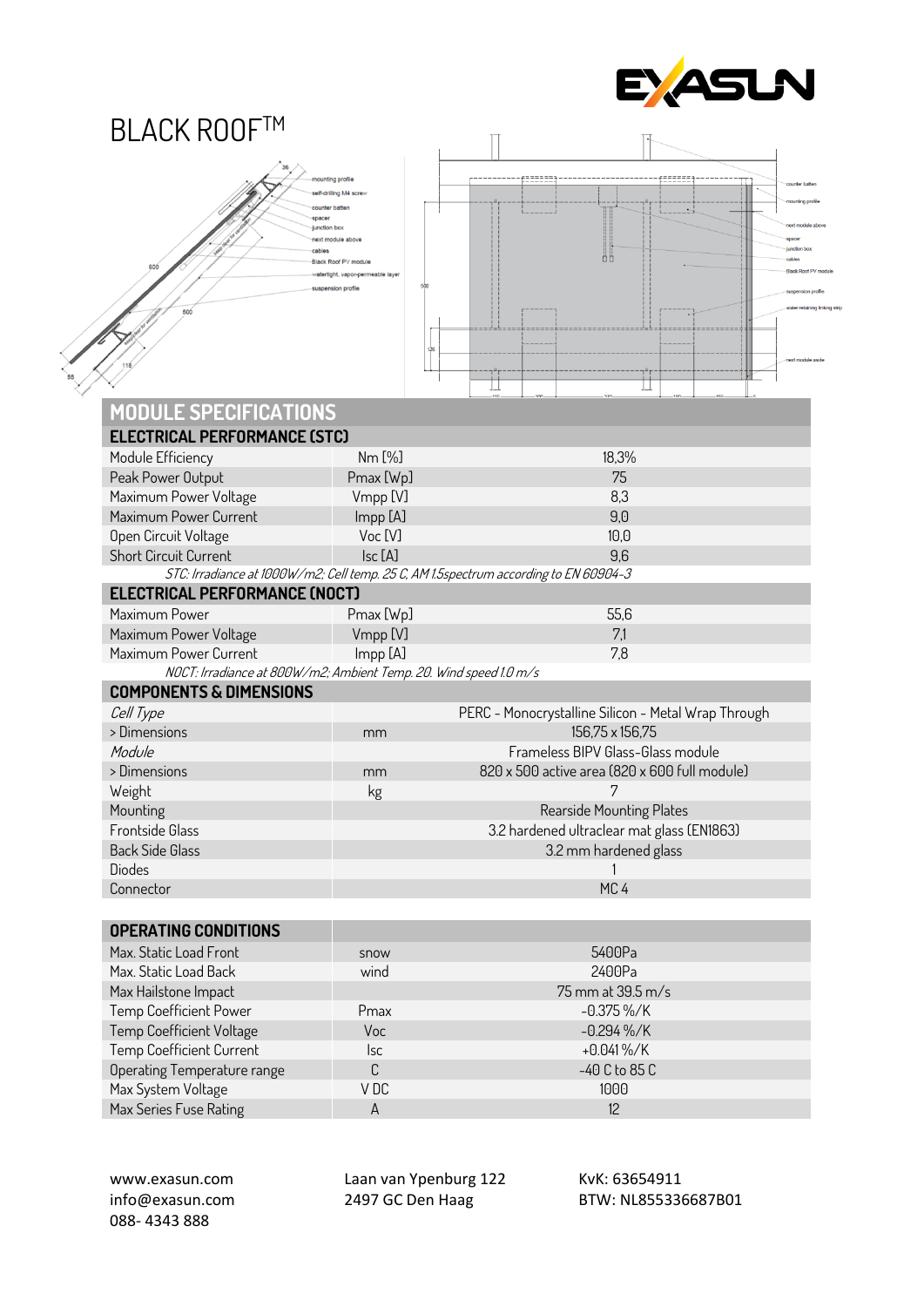# BLACK ROOF™

- mounting profile
- self-drilling M4 screw
- counter batten
- spacer
- junction box
- next module above
- cables
- Black Roof PV module
- watertight, vapor-permeable layer
- suspension profile

- counter batten
- mounting profile
- next module above
- spacer
- junction box
- cables
- Black Roof PV module
- suspension profile
- water retaining linking strip
- next module aside

## MODULE SPECIFICATIONS

| ELECTRICAL PERFORMANCE (STC) | | |
|---|---|---|
| Module Efficiency | Nm [%] | 18,3% |
| Peak Power Output | Pmax [Wp] | 75 |
| Maximum Power Voltage | Vmpp [V] | 8,3 |
| Maximum Power Current | Impp [A] | 9,0 |
| Open Circuit Voltage | Voc [V] | 10,0 |
| Short Circuit Current | Isc [A] | 9,6 |

*STC: Irradiance at 1000W/m2; Cell temp. 25 C, AM 1.5spectrum according to EN 60904-3*

| ELECTRICAL PERFORMANCE (NOCT) | | |
|---|---|---|
| Maximum Power | Pmax [Wp] | 55,6 |
| Maximum Power Voltage | Vmpp [V] | 7,1 |
| Maximum Power Current | Impp [A] | 7,8 |

*NOCT: Irradiance at 800W/m2; Ambient Temp. 20. Wind speed 1.0 m/s*

| COMPONENTS & DIMENSIONS | | |
|---|---|---|
| *Cell Type* | | PERC - Monocrystalline Silicon - Metal Wrap Through |
| > Dimensions | mm | 156,75 x 156,75 |
| *Module* | | Frameless BIPV Glass-Glass module |
| > Dimensions | mm | 820 x 500 active area (820 x 600 full module) |
| Weight | kg | 7 |
| Mounting | | Rearside Mounting Plates |
| Frontside Glass | | 3.2 hardened ultraclear mat glass (EN1863) |
| Back Side Glass | | 3.2 mm hardened glass |
| Diodes | | 1 |
| Connector | | MC 4 |

| OPERATING CONDITIONS | | |
|---|---|---|
| Max. Static Load Front | snow | 5400Pa |
| Max. Static Load Back | wind | 2400Pa |
| Max Hailstone Impact | | 75 mm at 39.5 m/s |
| Temp Coefficient Power | Pmax | -0.375 %/K |
| Temp Coefficient Voltage | Voc | -0.294 %/K |
| Temp Coefficient Current | Isc | +0.041 %/K |
| Operating Temperature range | C | -40 C to 85 C |
| Max System Voltage | V DC | 1000 |
| Max Series Fuse Rating | A | 12 |

www.exasun.com
info@exasun.com
088- 4343 888

Laan van Ypenburg 122
2497 GC Den Haag

KvK: 63654911
BTW: NL855336687B01